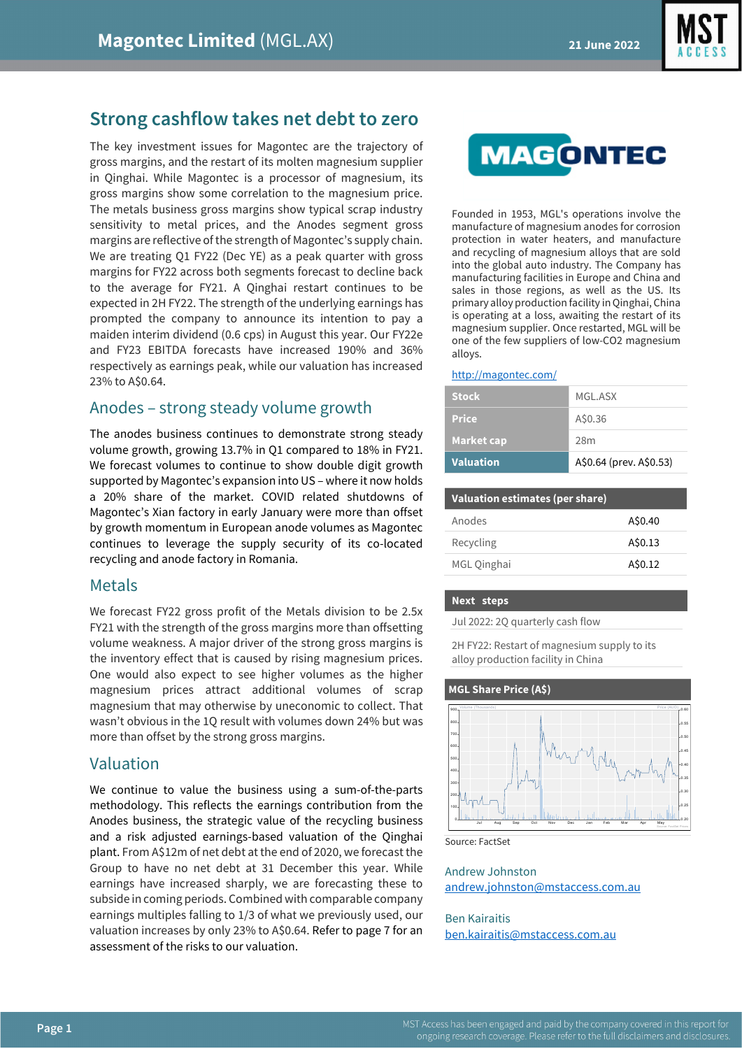# Magontec Limited (MGL.AX)

21 June 2022

## Strong cashflow takes net debt to zero

The key investment issues for Magontec are the trajectory of gross margins, and the restart of its molten magnesium supplier in Qinghai. While Magontec is a processor of magnesium, its gross margins show some correlation to the magnesium price. The metals business gross margins show typical scrap industry sensitivity to metal prices, and the Anodes segment gross margins are reflective of the strength of Magontec's supply chain. We are treating Q1 FY22 (Dec YE) as a peak quarter with gross margins for FY22 across both segments forecast to decline back to the average for FY21. A Qinghai restart continues to be expected in 2H FY22. The strength of the underlying earnings has prompted the company to announce its intention to pay a maiden interim dividend (0.6 cps) in August this year. Our FY22e and FY23 EBITDA forecasts have increased 190% and 36% respectively as earnings peak, while our valuation has increased 23% to A$0.64.

## Anodes – strong steady volume growth

The anodes business continues to demonstrate strong steady volume growth, growing 13.7% in Q1 compared to 18% in FY21. We forecast volumes to continue to show double digit growth supported by Magontec's expansion into US – where it now holds a 20% share of the market. COVID related shutdowns of Magontec's Xian factory in early January were more than offset by growth momentum in European anode volumes as Magontec continues to leverage the supply security of its co-located recycling and anode factory in Romania.

## Metals

We forecast FY22 gross profit of the Metals division to be 2.5x FY21 with the strength of the gross margins more than offsetting volume weakness. A major driver of the strong gross margins is the inventory effect that is caused by rising magnesium prices. One would also expect to see higher volumes as the higher magnesium prices attract additional volumes of scrap magnesium that may otherwise by uneconomic to collect. That wasn't obvious in the 1Q result with volumes down 24% but was more than offset by the strong gross margins.

## Valuation

We continue to value the business using a sum-of-the-parts methodology. This reflects the earnings contribution from the Anodes business, the strategic value of the recycling business and a risk adjusted earnings-based valuation of the Qinghai plant. From A$12m of net debt at the end of 2020, we forecast the Group to have no net debt at 31 December this year. While earnings have increased sharply, we are forecasting these to subside in coming periods. Combined with comparable company earnings multiples falling to 1/3 of what we previously used, our valuation increases by only 23% to A$0.64. Refer to page 7 for an assessment of the risks to our valuation.

---

Founded in 1953, MGL's operations involve the manufacture of magnesium anodes for corrosion protection in water heaters, and manufacture and recycling of magnesium alloys that are sold into the global auto industry. The Company has manufacturing facilities in Europe and China and sales in those regions, as well as the US. Its primary alloy production facility in Qinghai, China is operating at a loss, awaiting the restart of its magnesium supplier. Once restarted, MGL will be one of the few suppliers of low-CO2 magnesium alloys.

http://magontec.com/

| Stock | MGL.ASX |
|---|---|
| Price | A$0.36 |
| Market cap | 28m |
| Valuation | A$0.64 (prev. A$0.53) |

| Valuation estimates (per share) | |
|---|---|
| Anodes | A$0.40 |
| Recycling | A$0.13 |
| MGL Qinghai | A$0.12 |

**Next steps**

- Jul 2022: 2Q quarterly cash flow
- 2H FY22: Restart of magnesium supply to its alloy production facility in China

**MGL Share Price (A$)**

Source: FactSet

Andrew Johnston
andrew.johnston@mstaccess.com.au

Ben Kairaitis
ben.kairaitis@mstaccess.com.au

MST Access has been engaged and paid by the company covered in this report for ongoing research coverage. Please refer to the full disclaimers and disclosures.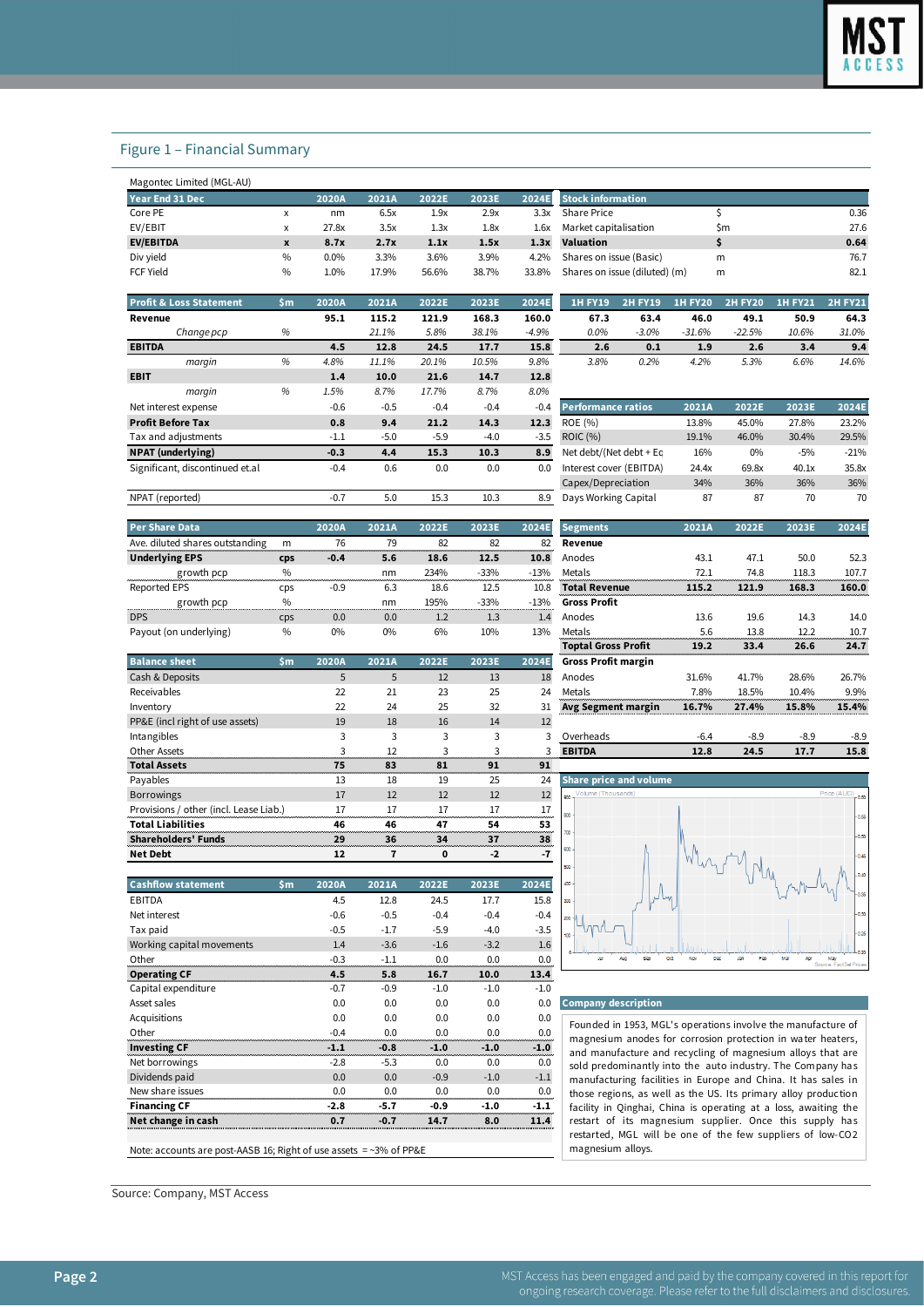## Figure 1 – Financial Summary

Magontec Limited (MGL-AU)

| Year End 31 Dec | | 2020A | 2021A | 2022E | 2023E | 2024E |
|---|---|---|---|---|---|---|
| Core PE | x | nm | 6.5x | 1.9x | 2.9x | 3.3x |
| EV/EBIT | x | 27.8x | 3.5x | 1.3x | 1.8x | 1.6x |
| **EV/EBITDA** | **x** | **8.7x** | **2.7x** | **1.1x** | **1.5x** | **1.3x** |
| Div yield | % | 0.0% | 3.3% | 3.6% | 3.9% | 4.2% |
| FCF Yield | % | 1.0% | 17.9% | 56.6% | 38.7% | 33.8% |

| Stock information | | |
|---|---|---|
| Share Price | $ | 0.36 |
| Market capitalisation | $m | 27.6 |
| **Valuation** | **$** | **0.64** |
| Shares on issue (Basic) | m | 76.7 |
| Shares on issue (diluted) (m) | m | 82.1 |

| Profit & Loss Statement | $m | 2020A | 2021A | 2022E | 2023E | 2024E |
|---|---|---|---|---|---|---|
| **Revenue** | | **95.1** | **115.2** | **121.9** | **168.3** | **160.0** |
| *Change pcp* | % | | *21.1%* | *5.8%* | *38.1%* | *-4.9%* |
| **EBITDA** | | **4.5** | **12.8** | **24.5** | **17.7** | **15.8** |
| *margin* | % | *4.8%* | *11.1%* | *20.1%* | *10.5%* | *9.8%* |
| **EBIT** | | **1.4** | **10.0** | **21.6** | **14.7** | **12.8** |
| *margin* | % | *1.5%* | *8.7%* | *17.7%* | *8.7%* | *8.0%* |
| Net interest expense | | -0.6 | -0.5 | -0.4 | -0.4 | -0.4 |
| **Profit Before Tax** | | **0.8** | **9.4** | **21.2** | **14.3** | **12.3** |
| Tax and adjustments | | -1.1 | -5.0 | -5.9 | -4.0 | -3.5 |
| **NPAT (underlying)** | | **-0.3** | **4.4** | **15.3** | **10.3** | **8.9** |
| Significant, discontinued et.al | | -0.4 | 0.6 | 0.0 | 0.0 | 0.0 |
| NPAT (reported) | | -0.7 | 5.0 | 15.3 | 10.3 | 8.9 |

| | 1H FY19 | 2H FY19 | 1H FY20 | 2H FY20 | 1H FY21 | 2H FY21 |
|---|---|---|---|---|---|---|
| **Revenue** | **67.3** | **63.4** | **46.0** | **49.1** | **50.9** | **64.3** |
| *Change pcp* | *0.0%* | *-3.0%* | *-31.6%* | *-22.5%* | *10.6%* | *31.0%* |
| **EBITDA** | **2.6** | **0.1** | **1.9** | **2.6** | **3.4** | **9.4** |
| *margin* | *3.8%* | *0.2%* | *4.2%* | *5.3%* | *6.6%* | *14.6%* |

| Performance ratios | 2021A | 2022E | 2023E | 2024E |
|---|---|---|---|---|
| ROE (%) | 13.8% | 45.0% | 27.8% | 23.2% |
| ROIC (%) | 19.1% | 46.0% | 30.4% | 29.5% |
| Net debt/(Net debt + Eq | 16% | 0% | -5% | -21% |
| Interest cover (EBITDA) | 24.4x | 69.8x | 40.1x | 35.8x |
| Capex/Depreciation | 34% | 36% | 36% | 36% |
| Days Working Capital | 87 | 87 | 70 | 70 |

| Per Share Data | | 2020A | 2021A | 2022E | 2023E | 2024E |
|---|---|---|---|---|---|---|
| Ave. diluted shares outstanding | m | 76 | 79 | 82 | 82 | 82 |
| **Underlying EPS** | **cps** | **-0.4** | **5.6** | **18.6** | **12.5** | **10.8** |
| growth pcp | % | | nm | 234% | -33% | -13% |
| Reported EPS | cps | -0.9 | 6.3 | 18.6 | 12.5 | 10.8 |
| growth pcp | % | | nm | 195% | -33% | -13% |
| DPS | cps | 0.0 | 0.0 | 1.2 | 1.3 | 1.4 |
| Payout (on underlying) | % | 0% | 0% | 6% | 10% | 13% |

| Segments | 2021A | 2022E | 2023E | 2024E |
|---|---|---|---|---|
| **Revenue** | | | | |
| Anodes | 43.1 | 47.1 | 50.0 | 52.3 |
| Metals | 72.1 | 74.8 | 118.3 | 107.7 |
| **Total Revenue** | **115.2** | **121.9** | **168.3** | **160.0** |
| **Gross Profit** | | | | |
| Anodes | 13.6 | 19.6 | 14.3 | 14.0 |
| Metals | 5.6 | 13.8 | 12.2 | 10.7 |
| **Toptal Gross Profit** | **19.2** | **33.4** | **26.6** | **24.7** |
| **Gross Profit margin** | | | | |
| Anodes | 31.6% | 41.7% | 28.6% | 26.7% |
| Metals | 7.8% | 18.5% | 10.4% | 9.9% |
| **Avg Segment margin** | **16.7%** | **27.4%** | **15.8%** | **15.4%** |
| Overheads | -6.4 | -8.9 | -8.9 | -8.9 |
| **EBITDA** | **12.8** | **24.5** | **17.7** | **15.8** |

| Balance sheet | $m | 2020A | 2021A | 2022E | 2023E | 2024E |
|---|---|---|---|---|---|---|
| Cash & Deposits | | 5 | 5 | 12 | 13 | 18 |
| Receivables | | 22 | 21 | 23 | 25 | 24 |
| Inventory | | 22 | 24 | 25 | 32 | 31 |
| PP&E (incl right of use assets) | | 19 | 18 | 16 | 14 | 12 |
| Intangibles | | 3 | 3 | 3 | 3 | 3 |
| Other Assets | | 3 | 12 | 3 | 3 | 3 |
| **Total Assets** | | **75** | **83** | **81** | **91** | **91** |
| Payables | | 13 | 18 | 19 | 25 | 24 |
| Borrowings | | 17 | 12 | 12 | 12 | 12 |
| Provisions / other (incl. Lease Liab.) | | 17 | 17 | 17 | 17 | 17 |
| **Total Liabilities** | | **46** | **46** | **47** | **54** | **53** |
| **Shareholders' Funds** | | **29** | **36** | **34** | **37** | **38** |
| **Net Debt** | | **12** | **7** | **0** | **-2** | **-7** |

**Share price and volume**

| Cashflow statement | $m | 2020A | 2021A | 2022E | 2023E | 2024E |
|---|---|---|---|---|---|---|
| EBITDA | | 4.5 | 12.8 | 24.5 | 17.7 | 15.8 |
| Net interest | | -0.6 | -0.5 | -0.4 | -0.4 | -0.4 |
| Tax paid | | -0.5 | -1.7 | -5.9 | -4.0 | -3.5 |
| Working capital movements | | 1.4 | -3.6 | -1.6 | -3.2 | 1.6 |
| Other | | -0.3 | -1.1 | 0.0 | 0.0 | 0.0 |
| **Operating CF** | | **4.5** | **5.8** | **16.7** | **10.0** | **13.4** |
| Capital expenditure | | -0.7 | -0.9 | -1.0 | -1.0 | -1.0 |
| Asset sales | | 0.0 | 0.0 | 0.0 | 0.0 | 0.0 |
| Acquisitions | | 0.0 | 0.0 | 0.0 | 0.0 | 0.0 |
| Other | | -0.4 | 0.0 | 0.0 | 0.0 | 0.0 |
| **Investing CF** | | **-1.1** | **-0.8** | **-1.0** | **-1.0** | **-1.0** |
| Net borrowings | | -2.8 | -5.3 | 0.0 | 0.0 | 0.0 |
| Dividends paid | | 0.0 | 0.0 | -0.9 | -1.0 | -1.1 |
| New share issues | | 0.0 | 0.0 | 0.0 | 0.0 | 0.0 |
| **Financing CF** | | **-2.8** | **-5.7** | **-0.9** | **-1.0** | **-1.1** |
| **Net change in cash** | | **0.7** | **-0.7** | **14.7** | **8.0** | **11.4** |

Note: accounts are post-AASB 16; Right of use assets = ~3% of PP&E

**Company description**

Founded in 1953, MGL's operations involve the manufacture of magnesium anodes for corrosion protection in water heaters, and manufacture and recycling of magnesium alloys that are sold predominantly into the auto industry. The Company has manufacturing facilities in Europe and China. It has sales in those regions, as well as the US. Its primary alloy production facility in Qinghai, China is operating at a loss, awaiting the restart of its magnesium supplier. Once this supply has restarted, MGL will be one of the few suppliers of low-CO2 magnesium alloys.

Source: Company, MST Access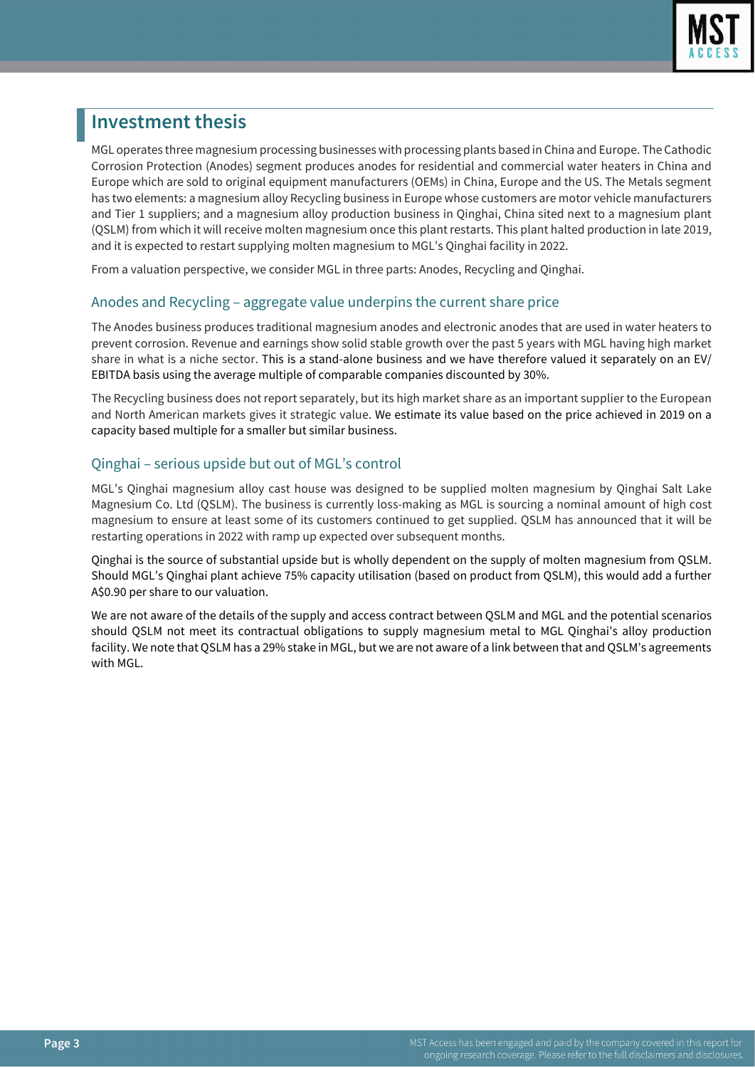## Investment thesis

MGL operates three magnesium processing businesses with processing plants based in China and Europe. The Cathodic Corrosion Protection (Anodes) segment produces anodes for residential and commercial water heaters in China and Europe which are sold to original equipment manufacturers (OEMs) in China, Europe and the US. The Metals segment has two elements: a magnesium alloy Recycling business in Europe whose customers are motor vehicle manufacturers and Tier 1 suppliers; and a magnesium alloy production business in Qinghai, China sited next to a magnesium plant (QSLM) from which it will receive molten magnesium once this plant restarts. This plant halted production in late 2019, and it is expected to restart supplying molten magnesium to MGL's Qinghai facility in 2022.

From a valuation perspective, we consider MGL in three parts: Anodes, Recycling and Qinghai.

### Anodes and Recycling – aggregate value underpins the current share price

The Anodes business produces traditional magnesium anodes and electronic anodes that are used in water heaters to prevent corrosion. Revenue and earnings show solid stable growth over the past 5 years with MGL having high market share in what is a niche sector. This is a stand-alone business and we have therefore valued it separately on an EV/ EBITDA basis using the average multiple of comparable companies discounted by 30%.

The Recycling business does not report separately, but its high market share as an important supplier to the European and North American markets gives it strategic value. We estimate its value based on the price achieved in 2019 on a capacity based multiple for a smaller but similar business.

### Qinghai – serious upside but out of MGL's control

MGL's Qinghai magnesium alloy cast house was designed to be supplied molten magnesium by Qinghai Salt Lake Magnesium Co. Ltd (QSLM). The business is currently loss-making as MGL is sourcing a nominal amount of high cost magnesium to ensure at least some of its customers continued to get supplied. QSLM has announced that it will be restarting operations in 2022 with ramp up expected over subsequent months.

Qinghai is the source of substantial upside but is wholly dependent on the supply of molten magnesium from QSLM. Should MGL's Qinghai plant achieve 75% capacity utilisation (based on product from QSLM), this would add a further A$0.90 per share to our valuation.

We are not aware of the details of the supply and access contract between QSLM and MGL and the potential scenarios should QSLM not meet its contractual obligations to supply magnesium metal to MGL Qinghai's alloy production facility. We note that QSLM has a 29% stake in MGL, but we are not aware of a link between that and QSLM's agreements with MGL.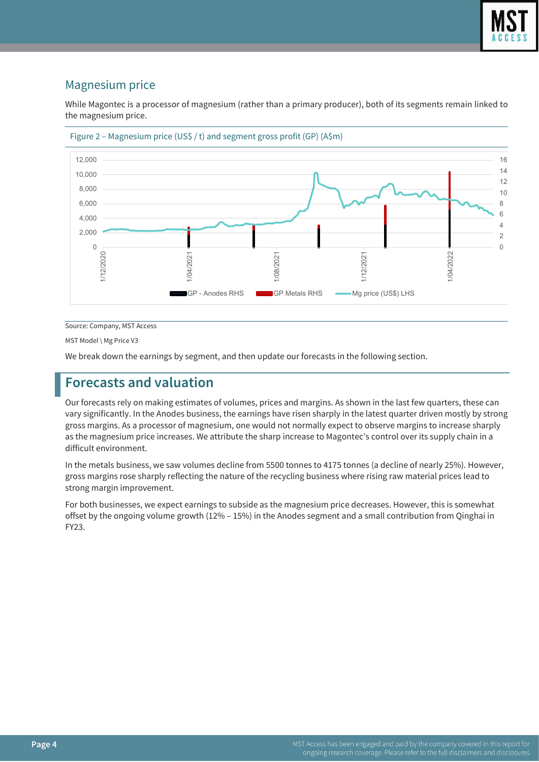## Magnesium price

While Magontec is a processor of magnesium (rather than a primary producer), both of its segments remain linked to the magnesium price.

Figure 2 – Magnesium price (US$ / t) and segment gross profit (GP) (A$m)

Source: Company, MST Access

MST Model \ Mg Price V3

We break down the earnings by segment, and then update our forecasts in the following section.

# Forecasts and valuation

Our forecasts rely on making estimates of volumes, prices and margins. As shown in the last few quarters, these can vary significantly. In the Anodes business, the earnings have risen sharply in the latest quarter driven mostly by strong gross margins. As a processor of magnesium, one would not normally expect to observe margins to increase sharply as the magnesium price increases. We attribute the sharp increase to Magontec's control over its supply chain in a difficult environment.

In the metals business, we saw volumes decline from 5500 tonnes to 4175 tonnes (a decline of nearly 25%). However, gross margins rose sharply reflecting the nature of the recycling business where rising raw material prices lead to strong margin improvement.

For both businesses, we expect earnings to subside as the magnesium price decreases. However, this is somewhat offset by the ongoing volume growth (12% – 15%) in the Anodes segment and a small contribution from Qinghai in FY23.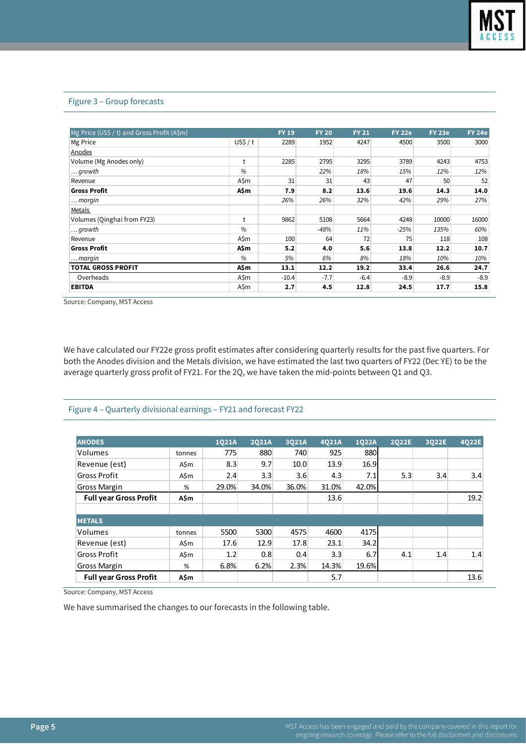Figure 3 – Group forecasts

| Mg Price (US$ / t) and Gross Profit (A$m) | | FY 19 | FY 20 | FY 21 | FY 22e | FY 23e | FY 24e |
|---|---|---|---|---|---|---|---|
| Mg Price | US$ / t | 2289 | 1952 | 4247 | 4500 | 3500 | 3000 |
| Anodes | | | | | | | |
| Volume (Mg Anodes only) | t | 2285 | 2795 | 3295 | 3789 | 4243 | 4753 |
| *…growth* | % | | *22%* | *18%* | *15%* | *12%* | *12%* |
| Revenue | A$m | 31 | 31 | 43 | 47 | 50 | 52 |
| **Gross Profit** | **A$m** | **7.9** | **8.2** | **13.6** | **19.6** | **14.3** | **14.0** |
| *…margin* | | *26%* | *26%* | *32%* | *42%* | *29%* | *27%* |
| Metals | | | | | | | |
| Volumes (Qinghai from FY23) | t | 9862 | 5108 | 5664 | 4248 | 10000 | 16000 |
| *…growth* | % | | *-48%* | *11%* | *-25%* | *135%* | *60%* |
| Revenue | A$m | 100 | 64 | 72 | 75 | 118 | 108 |
| **Gross Profit** | **A$m** | **5.2** | **4.0** | **5.6** | **13.8** | **12.2** | **10.7** |
| *…margin* | % | *5%* | *6%* | *8%* | *18%* | *10%* | *10%* |
| **TOTAL GROSS PROFIT** | **A$m** | **13.1** | **12.2** | **19.2** | **33.4** | **26.6** | **24.7** |
| Overheads | A$m | -10.4 | -7.7 | -6.4 | -8.9 | -8.9 | -8.9 |
| **EBITDA** | A$m | **2.7** | **4.5** | **12.8** | **24.5** | **17.7** | **15.8** |

Source: Company, MST Access

We have calculated our FY22e gross profit estimates after considering quarterly results for the past five quarters. For both the Anodes division and the Metals division, we have estimated the last two quarters of FY22 (Dec YE) to be the average quarterly gross profit of FY21. For the 2Q, we have taken the mid-points between Q1 and Q3.

Figure 4 – Quarterly divisional earnings – FY21 and forecast FY22

| ANODES | | 1Q21A | 2Q21A | 3Q21A | 4Q21A | 1Q22A | 2Q22E | 3Q22E | 4Q22E |
|---|---|---|---|---|---|---|---|---|---|
| Volumes | tonnes | 775 | 880 | 740 | 925 | 880 | | | |
| Revenue (est) | A$m | 8.3 | 9.7 | 10.0 | 13.9 | 16.9 | | | |
| Gross Profit | A$m | 2.4 | 3.3 | 3.6 | 4.3 | 7.1 | 5.3 | 3.4 | 3.4 |
| Gross Margin | % | 29.0% | 34.0% | 36.0% | 31.0% | 42.0% | | | |
| **Full year Gross Profit** | **A$m** | | | | 13.6 | | | | 19.2 |
| | | | | | | | | | |
| **METALS** | | | | | | | | | |
| Volumes | tonnes | 5500 | 5300 | 4575 | 4600 | 4175 | | | |
| Revenue (est) | A$m | 17.6 | 12.9 | 17.8 | 23.1 | 34.2 | | | |
| Gross Profit | A$m | 1.2 | 0.8 | 0.4 | 3.3 | 6.7 | 4.1 | 1.4 | 1.4 |
| Gross Margin | % | 6.8% | 6.2% | 2.3% | 14.3% | 19.6% | | | |
| **Full year Gross Profit** | **A$m** | | | | 5.7 | | | | 13.6 |

Source: Company, MST Access

We have summarised the changes to our forecasts in the following table.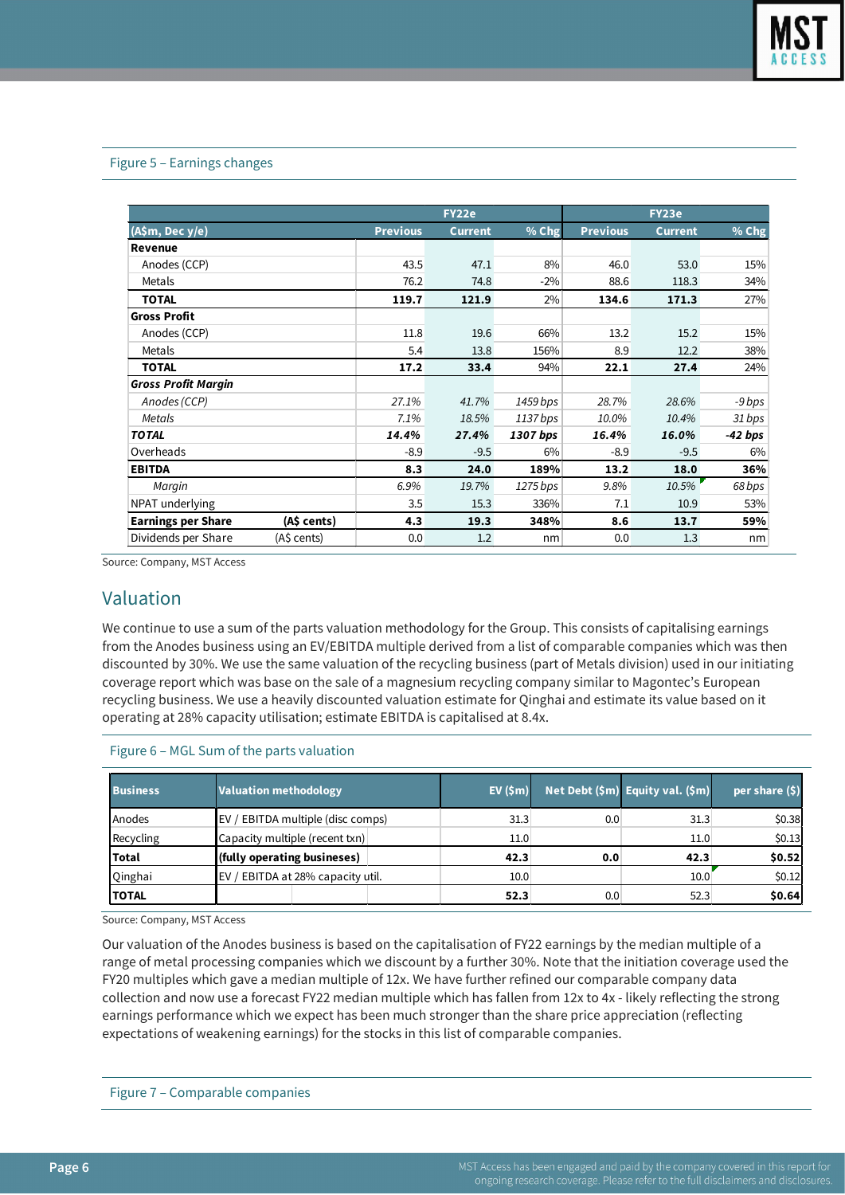Figure 5 – Earnings changes

| | | FY22e | | | FY23e | | |
|---|---|---|---|---|---|---|---|
| **(A$m, Dec y/e)** | | **Previous** | **Current** | **% Chg** | **Previous** | **Current** | **% Chg** |
| **Revenue** | | | | | | | |
| Anodes (CCP) | | 43.5 | 47.1 | 8% | 46.0 | 53.0 | 15% |
| Metals | | 76.2 | 74.8 | -2% | 88.6 | 118.3 | 34% |
| **TOTAL** | | **119.7** | **121.9** | 2% | **134.6** | **171.3** | 27% |
| **Gross Profit** | | | | | | | |
| Anodes (CCP) | | 11.8 | 19.6 | 66% | 13.2 | 15.2 | 15% |
| Metals | | 5.4 | 13.8 | 156% | 8.9 | 12.2 | 38% |
| **TOTAL** | | **17.2** | **33.4** | 94% | **22.1** | **27.4** | 24% |
| ***Gross Profit Margin*** | | | | | | | |
| *Anodes (CCP)* | | *27.1%* | *41.7%* | *1459 bps* | *28.7%* | *28.6%* | *-9 bps* |
| *Metals* | | *7.1%* | *18.5%* | *1137 bps* | *10.0%* | *10.4%* | *31 bps* |
| ***TOTAL*** | | ***14.4%*** | ***27.4%*** | ***1307 bps*** | ***16.4%*** | ***16.0%*** | ***-42 bps*** |
| Overheads | | -8.9 | -9.5 | 6% | -8.9 | -9.5 | 6% |
| **EBITDA** | | **8.3** | **24.0** | **189%** | **13.2** | **18.0** | **36%** |
| *Margin* | | *6.9%* | *19.7%* | *1275 bps* | *9.8%* | *10.5%* | *68 bps* |
| NPAT underlying | | 3.5 | 15.3 | 336% | 7.1 | 10.9 | 53% |
| **Earnings per Share** | **(A$ cents)** | **4.3** | **19.3** | **348%** | **8.6** | **13.7** | **59%** |
| Dividends per Share | (A$ cents) | 0.0 | 1.2 | nm | 0.0 | 1.3 | nm |

Source: Company, MST Access

## Valuation

We continue to use a sum of the parts valuation methodology for the Group. This consists of capitalising earnings from the Anodes business using an EV/EBITDA multiple derived from a list of comparable companies which was then discounted by 30%. We use the same valuation of the recycling business (part of Metals division) used in our initiating coverage report which was base on the sale of a magnesium recycling company similar to Magontec's European recycling business. We use a heavily discounted valuation estimate for Qinghai and estimate its value based on it operating at 28% capacity utilisation; estimate EBITDA is capitalised at 8.4x.

Figure 6 – MGL Sum of the parts valuation

| Business | Valuation methodology | EV ($m) | Net Debt ($m) | Equity val. ($m) | per share ($) |
|---|---|---|---|---|---|
| Anodes | EV / EBITDA multiple (disc comps) | 31.3 | 0.0 | 31.3 | $0.38 |
| Recycling | Capacity multiple (recent txn) | 11.0 | | 11.0 | $0.13 |
| **Total** | **(fully operating busineses)** | **42.3** | **0.0** | **42.3** | **$0.52** |
| Qinghai | EV / EBITDA at 28% capacity util. | 10.0 | | 10.0 | $0.12 |
| **TOTAL** | | **52.3** | 0.0 | 52.3 | **$0.64** |

Source: Company, MST Access

Our valuation of the Anodes business is based on the capitalisation of FY22 earnings by the median multiple of a range of metal processing companies which we discount by a further 30%. Note that the initiation coverage used the FY20 multiples which gave a median multiple of 12x. We have further refined our comparable company data collection and now use a forecast FY22 median multiple which has fallen from 12x to 4x - likely reflecting the strong earnings performance which we expect has been much stronger than the share price appreciation (reflecting expectations of weakening earnings) for the stocks in this list of comparable companies.

Figure 7 – Comparable companies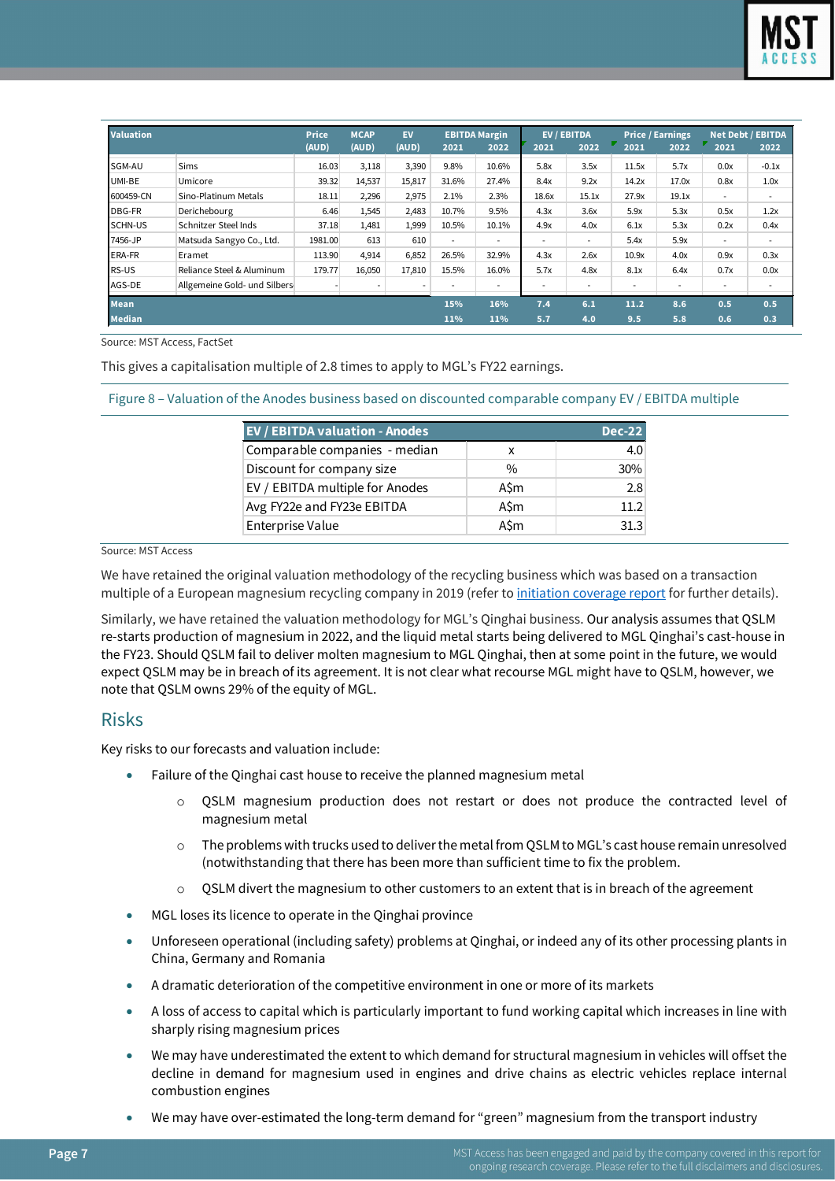| Valuation | | Price (AUD) | MCAP (AUD) | EV (AUD) | EBITDA Margin 2021 | EBITDA Margin 2022 | EV / EBITDA 2021 | EV / EBITDA 2022 | Price / Earnings 2021 | Price / Earnings 2022 | Net Debt / EBITDA 2021 | Net Debt / EBITDA 2022 |
|---|---|---|---|---|---|---|---|---|---|---|---|---|
| SGM-AU | Sims | 16.03 | 3,118 | 3,390 | 9.8% | 10.6% | 5.8x | 3.5x | 11.5x | 5.7x | 0.0x | -0.1x |
| UMI-BE | Umicore | 39.32 | 14,537 | 15,817 | 31.6% | 27.4% | 8.4x | 9.2x | 14.2x | 17.0x | 0.8x | 1.0x |
| 600459-CN | Sino-Platinum Metals | 18.11 | 2,296 | 2,975 | 2.1% | 2.3% | 18.6x | 15.1x | 27.9x | 19.1x | - | - |
| DBG-FR | Derichebourg | 6.46 | 1,545 | 2,483 | 10.7% | 9.5% | 4.3x | 3.6x | 5.9x | 5.3x | 0.5x | 1.2x |
| SCHN-US | Schnitzer Steel Inds | 37.18 | 1,481 | 1,999 | 10.5% | 10.1% | 4.9x | 4.0x | 6.1x | 5.3x | 0.2x | 0.4x |
| 7456-JP | Matsuda Sangyo Co., Ltd. | 1981.00 | 613 | 610 | - | - | - | - | 5.4x | 5.9x | - | - |
| ERA-FR | Eramet | 113.90 | 4,914 | 6,852 | 26.5% | 32.9% | 4.3x | 2.6x | 10.9x | 4.0x | 0.9x | 0.3x |
| RS-US | Reliance Steel & Aluminum | 179.77 | 16,050 | 17,810 | 15.5% | 16.0% | 5.7x | 4.8x | 8.1x | 6.4x | 0.7x | 0.0x |
| AGS-DE | Allgemeine Gold- und Silbers | - | - | - | - | - | - | - | - | - | - | - |
| **Mean** | | | | | **15%** | **16%** | **7.4** | **6.1** | **11.2** | **8.6** | **0.5** | **0.5** |
| **Median** | | | | | **11%** | **11%** | **5.7** | **4.0** | **9.5** | **5.8** | **0.6** | **0.3** |

Source: MST Access, FactSet

This gives a capitalisation multiple of 2.8 times to apply to MGL's FY22 earnings.

Figure 8 – Valuation of the Anodes business based on discounted comparable company EV / EBITDA multiple

| EV / EBITDA valuation - Anodes | | Dec-22 |
|---|---|---|
| Comparable companies - median | x | 4.0 |
| Discount for company size | % | 30% |
| EV / EBITDA multiple for Anodes | A$m | 2.8 |
| Avg FY22e and FY23e EBITDA | A$m | 11.2 |
| Enterprise Value | A$m | 31.3 |

Source: MST Access

We have retained the original valuation methodology of the recycling business which was based on a transaction multiple of a European magnesium recycling company in 2019 (refer to initiation coverage report for further details).

Similarly, we have retained the valuation methodology for MGL's Qinghai business. Our analysis assumes that QSLM re-starts production of magnesium in 2022, and the liquid metal starts being delivered to MGL Qinghai's cast-house in the FY23. Should QSLM fail to deliver molten magnesium to MGL Qinghai, then at some point in the future, we would expect QSLM may be in breach of its agreement. It is not clear what recourse MGL might have to QSLM, however, we note that QSLM owns 29% of the equity of MGL.

## Risks

Key risks to our forecasts and valuation include:

- Failure of the Qinghai cast house to receive the planned magnesium metal
  - QSLM magnesium production does not restart or does not produce the contracted level of magnesium metal
  - The problems with trucks used to deliver the metal from QSLM to MGL's cast house remain unresolved (notwithstanding that there has been more than sufficient time to fix the problem.
  - QSLM divert the magnesium to other customers to an extent that is in breach of the agreement
- MGL loses its licence to operate in the Qinghai province
- Unforeseen operational (including safety) problems at Qinghai, or indeed any of its other processing plants in China, Germany and Romania
- A dramatic deterioration of the competitive environment in one or more of its markets
- A loss of access to capital which is particularly important to fund working capital which increases in line with sharply rising magnesium prices
- We may have underestimated the extent to which demand for structural magnesium in vehicles will offset the decline in demand for magnesium used in engines and drive chains as electric vehicles replace internal combustion engines
- We may have over-estimated the long-term demand for "green" magnesium from the transport industry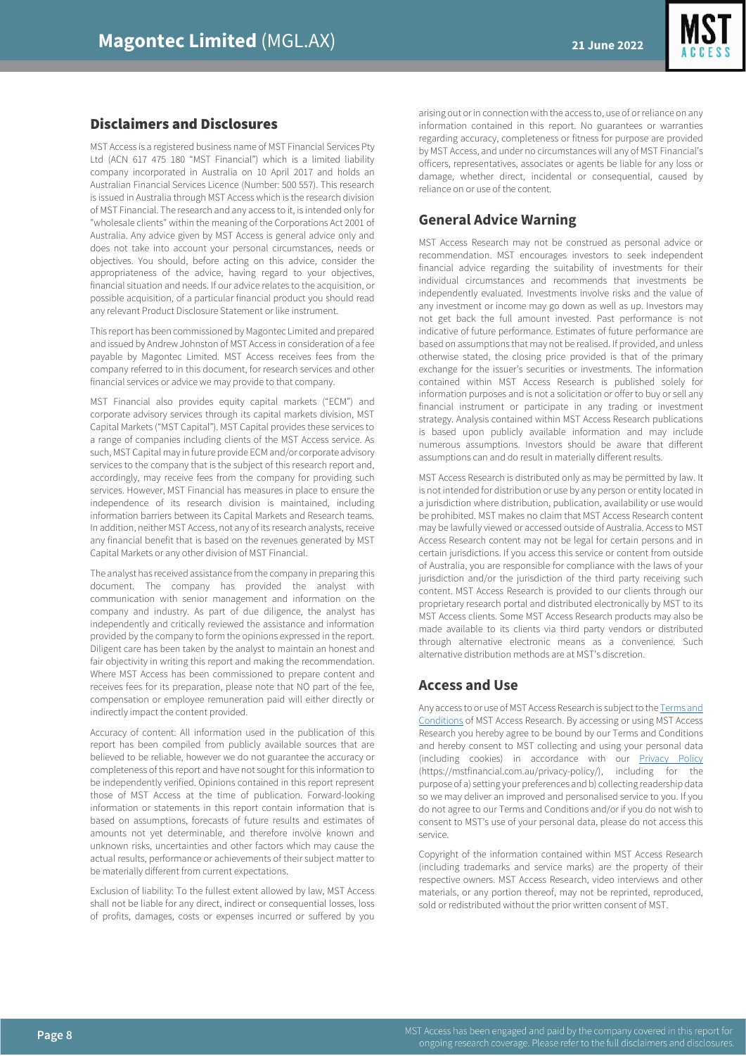## Disclaimers and Disclosures

MST Access is a registered business name of MST Financial Services Pty Ltd (ACN 617 475 180 "MST Financial") which is a limited liability company incorporated in Australia on 10 April 2017 and holds an Australian Financial Services Licence (Number: 500 557). This research is issued in Australia through MST Access which is the research division of MST Financial. The research and any access to it, is intended only for "wholesale clients" within the meaning of the Corporations Act 2001 of Australia. Any advice given by MST Access is general advice only and does not take into account your personal circumstances, needs or objectives. You should, before acting on this advice, consider the appropriateness of the advice, having regard to your objectives, financial situation and needs. If our advice relates to the acquisition, or possible acquisition, of a particular financial product you should read any relevant Product Disclosure Statement or like instrument.

This report has been commissioned by Magontec Limited and prepared and issued by Andrew Johnston of MST Access in consideration of a fee payable by Magontec Limited. MST Access receives fees from the company referred to in this document, for research services and other financial services or advice we may provide to that company.

MST Financial also provides equity capital markets ("ECM") and corporate advisory services through its capital markets division, MST Capital Markets ("MST Capital"). MST Capital provides these services to a range of companies including clients of the MST Access service. As such, MST Capital may in future provide ECM and/or corporate advisory services to the company that is the subject of this research report and, accordingly, may receive fees from the company for providing such services. However, MST Financial has measures in place to ensure the independence of its research division is maintained, including information barriers between its Capital Markets and Research teams. In addition, neither MST Access, not any of its research analysts, receive any financial benefit that is based on the revenues generated by MST Capital Markets or any other division of MST Financial.

The analyst has received assistance from the company in preparing this document. The company has provided the analyst with communication with senior management and information on the company and industry. As part of due diligence, the analyst has independently and critically reviewed the assistance and information provided by the company to form the opinions expressed in the report. Diligent care has been taken by the analyst to maintain an honest and fair objectivity in writing this report and making the recommendation. Where MST Access has been commissioned to prepare content and receives fees for its preparation, please note that NO part of the fee, compensation or employee remuneration paid will either directly or indirectly impact the content provided.

Accuracy of content: All information used in the publication of this report has been compiled from publicly available sources that are believed to be reliable, however we do not guarantee the accuracy or completeness of this report and have not sought for this information to be independently verified. Opinions contained in this report represent those of MST Access at the time of publication. Forward-looking information or statements in this report contain information that is based on assumptions, forecasts of future results and estimates of amounts not yet determinable, and therefore involve known and unknown risks, uncertainties and other factors which may cause the actual results, performance or achievements of their subject matter to be materially different from current expectations.

Exclusion of liability: To the fullest extent allowed by law, MST Access shall not be liable for any direct, indirect or consequential losses, loss of profits, damages, costs or expenses incurred or suffered by you arising out or in connection with the access to, use of or reliance on any information contained in this report. No guarantees or warranties regarding accuracy, completeness or fitness for purpose are provided by MST Access, and under no circumstances will any of MST Financial's officers, representatives, associates or agents be liable for any loss or damage, whether direct, incidental or consequential, caused by reliance on or use of the content.

## General Advice Warning

MST Access Research may not be construed as personal advice or recommendation. MST encourages investors to seek independent financial advice regarding the suitability of investments for their individual circumstances and recommends that investments be independently evaluated. Investments involve risks and the value of any investment or income may go down as well as up. Investors may not get back the full amount invested. Past performance is not indicative of future performance. Estimates of future performance are based on assumptions that may not be realised. If provided, and unless otherwise stated, the closing price provided is that of the primary exchange for the issuer's securities or investments. The information contained within MST Access Research is published solely for information purposes and is not a solicitation or offer to buy or sell any financial instrument or participate in any trading or investment strategy. Analysis contained within MST Access Research publications is based upon publicly available information and may include numerous assumptions. Investors should be aware that different assumptions can and do result in materially different results.

MST Access Research is distributed only as may be permitted by law. It is not intended for distribution or use by any person or entity located in a jurisdiction where distribution, publication, availability or use would be prohibited. MST makes no claim that MST Access Research content may be lawfully viewed or accessed outside of Australia. Access to MST Access Research content may not be legal for certain persons and in certain jurisdictions. If you access this service or content from outside of Australia, you are responsible for compliance with the laws of your jurisdiction and/or the jurisdiction of the third party receiving such content. MST Access Research is provided to our clients through our proprietary research portal and distributed electronically by MST to its MST Access clients. Some MST Access Research products may also be made available to its clients via third party vendors or distributed through alternative electronic means as a convenience. Such alternative distribution methods are at MST's discretion.

## Access and Use

Any access to or use of MST Access Research is subject to the Terms and Conditions of MST Access Research. By accessing or using MST Access Research you hereby agree to be bound by our Terms and Conditions and hereby consent to MST collecting and using your personal data (including cookies) in accordance with our Privacy Policy (https://mstfinancial.com.au/privacy-policy/), including for the purpose of a) setting your preferences and b) collecting readership data so we may deliver an improved and personalised service to you. If you do not agree to our Terms and Conditions and/or if you do not wish to consent to MST's use of your personal data, please do not access this service.

Copyright of the information contained within MST Access Research (including trademarks and service marks) are the property of their respective owners. MST Access Research, video interviews and other materials, or any portion thereof, may not be reprinted, reproduced, sold or redistributed without the prior written consent of MST.